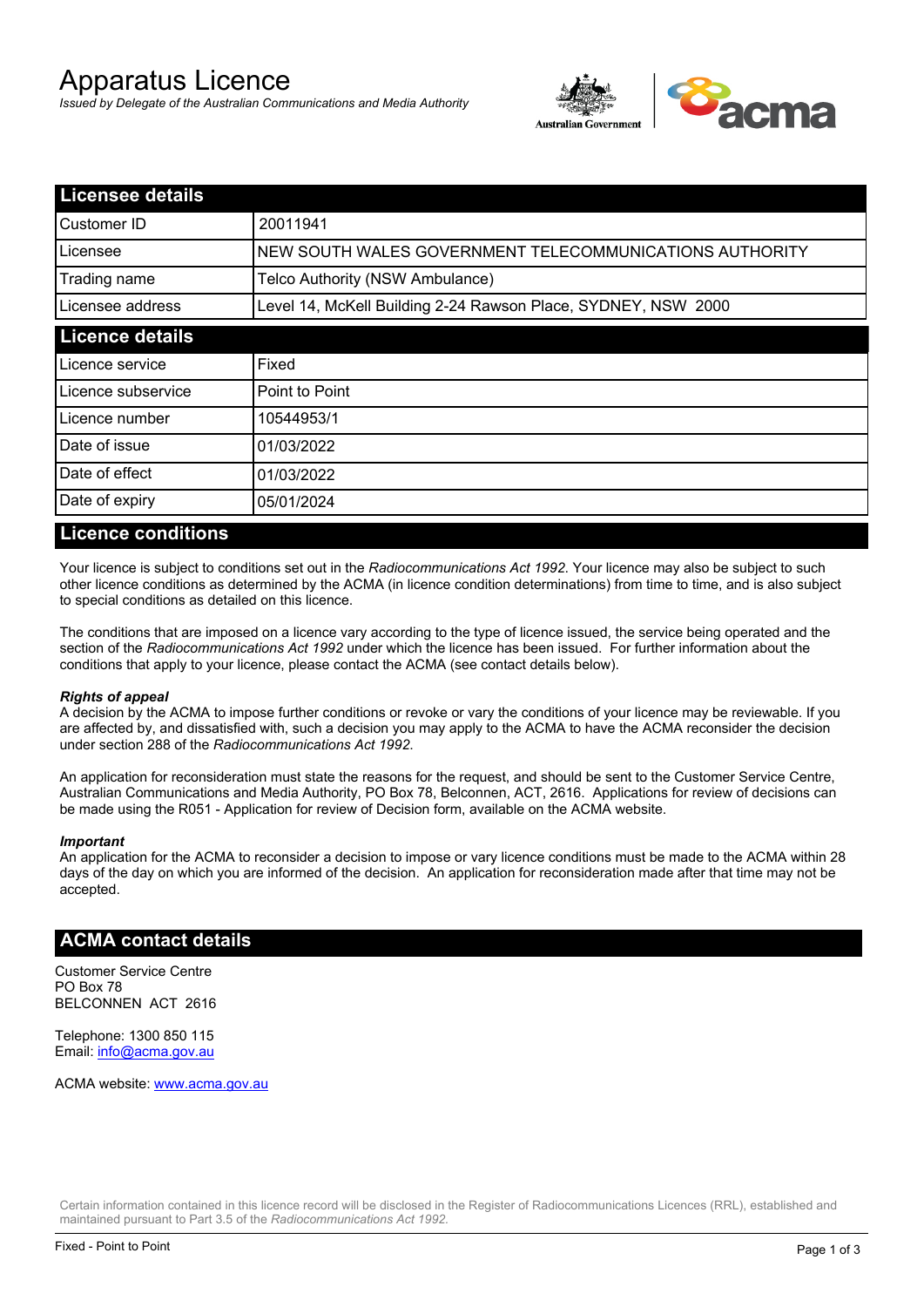# Apparatus Licence

*Issued by Delegate of the Australian Communications and Media Authority*

## Licensee details

| | |
|---|---|
| Customer ID | 20011941 |
| Licensee | NEW SOUTH WALES GOVERNMENT TELECOMMUNICATIONS AUTHORITY |
| Trading name | Telco Authority (NSW Ambulance) |
| Licensee address | Level 14, McKell Building 2-24 Rawson Place, SYDNEY, NSW 2000 |

## Licence details

| | |
|---|---|
| Licence service | Fixed |
| Licence subservice | Point to Point |
| Licence number | 10544953/1 |
| Date of issue | 01/03/2022 |
| Date of effect | 01/03/2022 |
| Date of expiry | 05/01/2024 |

## Licence conditions

Your licence is subject to conditions set out in the *Radiocommunications Act 1992*. Your licence may also be subject to such other licence conditions as determined by the ACMA (in licence condition determinations) from time to time, and is also subject to special conditions as detailed on this licence.

The conditions that are imposed on a licence vary according to the type of licence issued, the service being operated and the section of the *Radiocommunications Act 1992* under which the licence has been issued. For further information about the conditions that apply to your licence, please contact the ACMA (see contact details below).

***Rights of appeal***

A decision by the ACMA to impose further conditions or revoke or vary the conditions of your licence may be reviewable. If you are affected by, and dissatisfied with, such a decision you may apply to the ACMA to have the ACMA reconsider the decision under section 288 of the *Radiocommunications Act 1992*.

An application for reconsideration must state the reasons for the request, and should be sent to the Customer Service Centre, Australian Communications and Media Authority, PO Box 78, Belconnen, ACT, 2616. Applications for review of decisions can be made using the R051 - Application for review of Decision form, available on the ACMA website.

***Important***

An application for the ACMA to reconsider a decision to impose or vary licence conditions must be made to the ACMA within 28 days of the day on which you are informed of the decision. An application for reconsideration made after that time may not be accepted.

## ACMA contact details

Customer Service Centre
PO Box 78
BELCONNEN ACT 2616

Telephone: 1300 850 115
Email: info@acma.gov.au

ACMA website: www.acma.gov.au

Certain information contained in this licence record will be disclosed in the Register of Radiocommunications Licences (RRL), established and maintained pursuant to Part 3.5 of the *Radiocommunications Act 1992.*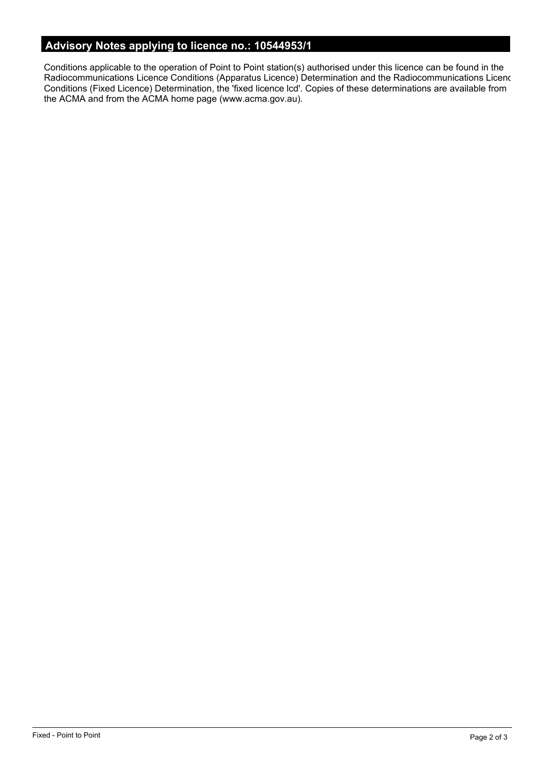## Advisory Notes applying to licence no.: 10544953/1

Conditions applicable to the operation of Point to Point station(s) authorised under this licence can be found in the Radiocommunications Licence Conditions (Apparatus Licence) Determination and the Radiocommunications Licenc Conditions (Fixed Licence) Determination, the 'fixed licence lcd'. Copies of these determinations are available from the ACMA and from the ACMA home page (www.acma.gov.au).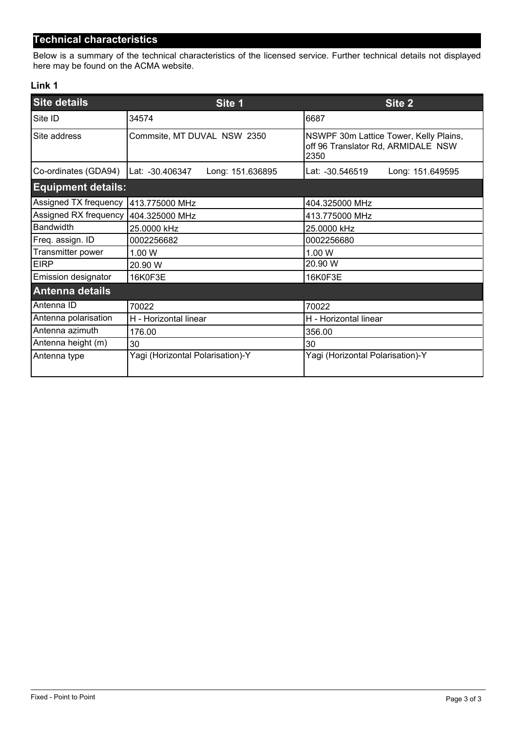## Technical characteristics

Below is a summary of the technical characteristics of the licensed service. Further technical details not displayed here may be found on the ACMA website.

### Link 1

| Site details | Site 1 | Site 2 |
|---|---|---|
| Site ID | 34574 | 6687 |
| Site address | Commsite, MT DUVAL NSW 2350 | NSWPF 30m Lattice Tower, Kelly Plains, off 96 Translator Rd, ARMIDALE NSW 2350 |
| Co-ordinates (GDA94) | Lat: -30.406347 Long: 151.636895 | Lat: -30.546519 Long: 151.649595 |
| **Equipment details:** | | |
| Assigned TX frequency | 413.775000 MHz | 404.325000 MHz |
| Assigned RX frequency | 404.325000 MHz | 413.775000 MHz |
| Bandwidth | 25.0000 kHz | 25.0000 kHz |
| Freq. assign. ID | 0002256682 | 0002256680 |
| Transmitter power | 1.00 W | 1.00 W |
| EIRP | 20.90 W | 20.90 W |
| Emission designator | 16K0F3E | 16K0F3E |
| **Antenna details** | | |
| Antenna ID | 70022 | 70022 |
| Antenna polarisation | H - Horizontal linear | H - Horizontal linear |
| Antenna azimuth | 176.00 | 356.00 |
| Antenna height (m) | 30 | 30 |
| Antenna type | Yagi (Horizontal Polarisation)-Y | Yagi (Horizontal Polarisation)-Y |

Fixed - Point to Point